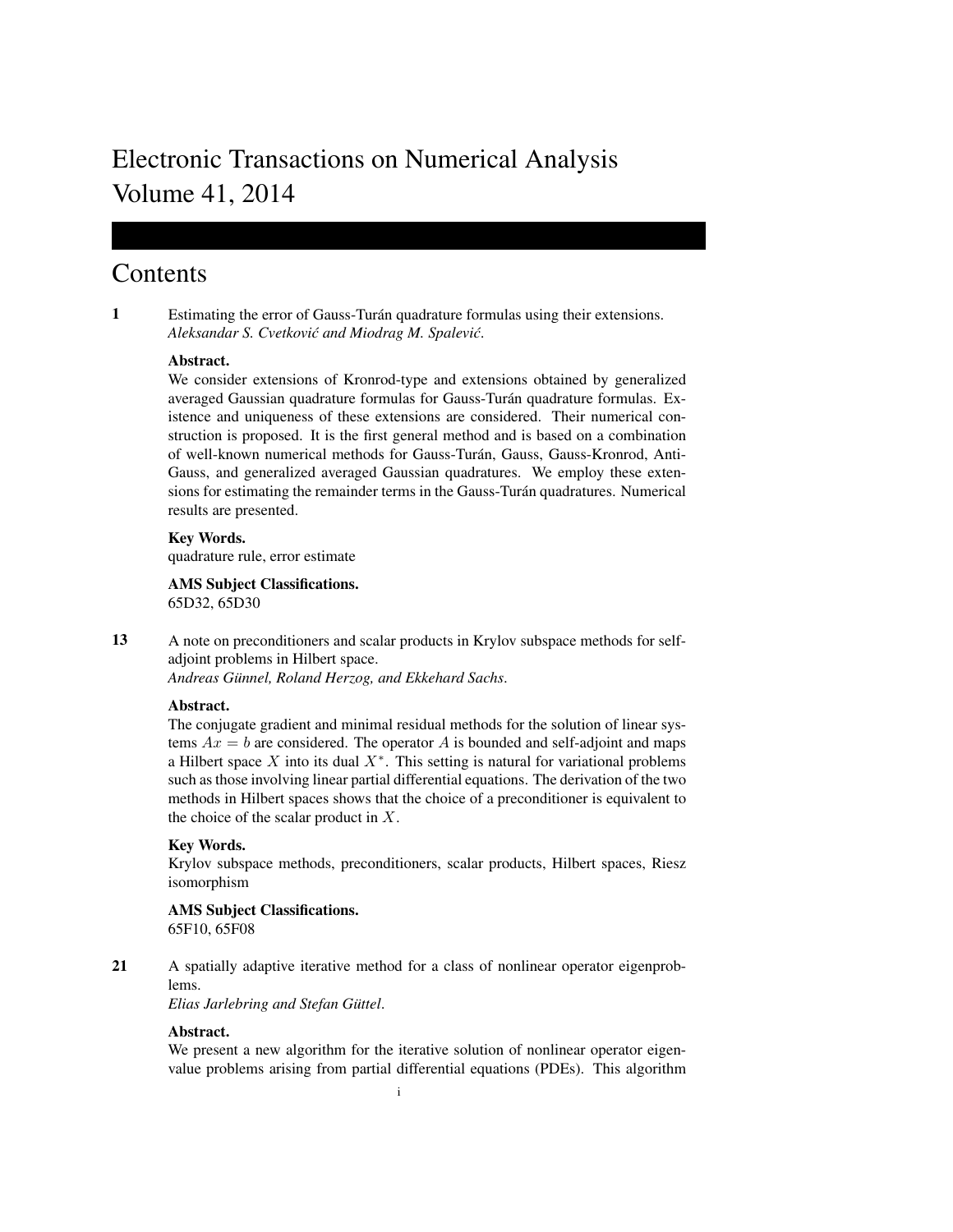# Electronic Transactions on Numerical Analysis
# Volume 41, 2014

## Contents

**1** Estimating the error of Gauss-Turán quadrature formulas using their extensions.
*Aleksandar S. Cvetković and Miodrag M. Spalević.*

**Abstract.**
We consider extensions of Kronrod-type and extensions obtained by generalized averaged Gaussian quadrature formulas for Gauss-Turán quadrature formulas. Existence and uniqueness of these extensions are considered. Their numerical construction is proposed. It is the first general method and is based on a combination of well-known numerical methods for Gauss-Turán, Gauss, Gauss-Kronrod, Anti-Gauss, and generalized averaged Gaussian quadratures. We employ these extensions for estimating the remainder terms in the Gauss-Turán quadratures. Numerical results are presented.

**Key Words.**
quadrature rule, error estimate

**AMS Subject Classifications.**
65D32, 65D30

**13** A note on preconditioners and scalar products in Krylov subspace methods for self-adjoint problems in Hilbert space.
*Andreas Günnel, Roland Herzog, and Ekkehard Sachs.*

**Abstract.**
The conjugate gradient and minimal residual methods for the solution of linear systems $Ax = b$ are considered. The operator $A$ is bounded and self-adjoint and maps a Hilbert space $X$ into its dual $X^*$. This setting is natural for variational problems such as those involving linear partial differential equations. The derivation of the two methods in Hilbert spaces shows that the choice of a preconditioner is equivalent to the choice of the scalar product in $X$.

**Key Words.**
Krylov subspace methods, preconditioners, scalar products, Hilbert spaces, Riesz isomorphism

**AMS Subject Classifications.**
65F10, 65F08

**21** A spatially adaptive iterative method for a class of nonlinear operator eigenproblems.
*Elias Jarlebring and Stefan Güttel.*

**Abstract.**
We present a new algorithm for the iterative solution of nonlinear operator eigenvalue problems arising from partial differential equations (PDEs). This algorithm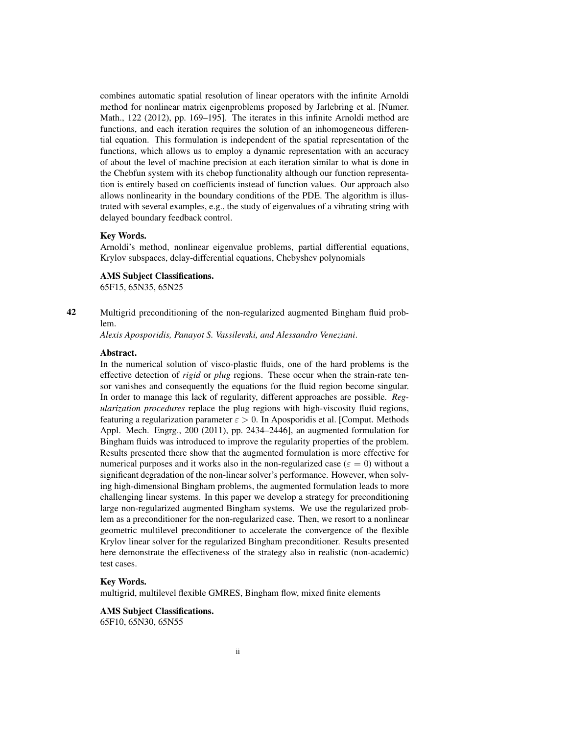combines automatic spatial resolution of linear operators with the infinite Arnoldi method for nonlinear matrix eigenproblems proposed by Jarlebring et al. [Numer. Math., 122 (2012), pp. 169–195]. The iterates in this infinite Arnoldi method are functions, and each iteration requires the solution of an inhomogeneous differential equation. This formulation is independent of the spatial representation of the functions, which allows us to employ a dynamic representation with an accuracy of about the level of machine precision at each iteration similar to what is done in the Chebfun system with its chebop functionality although our function representation is entirely based on coefficients instead of function values. Our approach also allows nonlinearity in the boundary conditions of the PDE. The algorithm is illustrated with several examples, e.g., the study of eigenvalues of a vibrating string with delayed boundary feedback control.

**Key Words.**
Arnoldi's method, nonlinear eigenvalue problems, partial differential equations, Krylov subspaces, delay-differential equations, Chebyshev polynomials

**AMS Subject Classifications.**
65F15, 65N35, 65N25

**42** Multigrid preconditioning of the non-regularized augmented Bingham fluid problem.
*Alexis Aposporidis, Panayot S. Vassilevski, and Alessandro Veneziani*.

**Abstract.**
In the numerical solution of visco-plastic fluids, one of the hard problems is the effective detection of *rigid* or *plug* regions. These occur when the strain-rate tensor vanishes and consequently the equations for the fluid region become singular. In order to manage this lack of regularity, different approaches are possible. *Regularization procedures* replace the plug regions with high-viscosity fluid regions, featuring a regularization parameter $\varepsilon > 0$. In Aposporidis et al. [Comput. Methods Appl. Mech. Engrg., 200 (2011), pp. 2434–2446], an augmented formulation for Bingham fluids was introduced to improve the regularity properties of the problem. Results presented there show that the augmented formulation is more effective for numerical purposes and it works also in the non-regularized case ($\varepsilon = 0$) without a significant degradation of the non-linear solver's performance. However, when solving high-dimensional Bingham problems, the augmented formulation leads to more challenging linear systems. In this paper we develop a strategy for preconditioning large non-regularized augmented Bingham systems. We use the regularized problem as a preconditioner for the non-regularized case. Then, we resort to a nonlinear geometric multilevel preconditioner to accelerate the convergence of the flexible Krylov linear solver for the regularized Bingham preconditioner. Results presented here demonstrate the effectiveness of the strategy also in realistic (non-academic) test cases.

**Key Words.**
multigrid, multilevel flexible GMRES, Bingham flow, mixed finite elements

**AMS Subject Classifications.**
65F10, 65N30, 65N55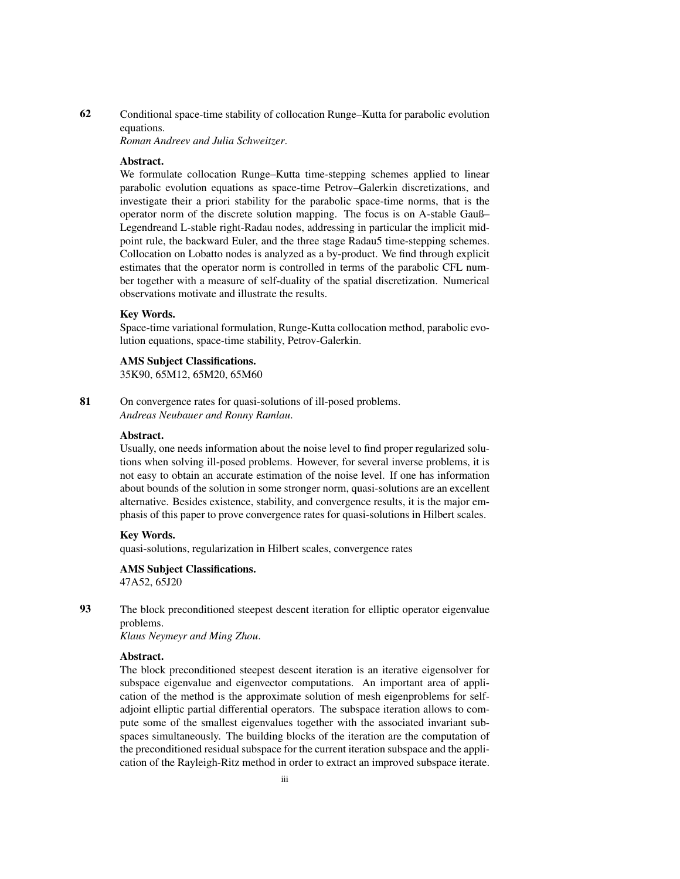**62** Conditional space-time stability of collocation Runge–Kutta for parabolic evolution equations.
*Roman Andreev and Julia Schweitzer.*

**Abstract.**
We formulate collocation Runge–Kutta time-stepping schemes applied to linear parabolic evolution equations as space-time Petrov–Galerkin discretizations, and investigate their a priori stability for the parabolic space-time norms, that is the operator norm of the discrete solution mapping. The focus is on A-stable Gauß–Legendreand L-stable right-Radau nodes, addressing in particular the implicit midpoint rule, the backward Euler, and the three stage Radau5 time-stepping schemes. Collocation on Lobatto nodes is analyzed as a by-product. We find through explicit estimates that the operator norm is controlled in terms of the parabolic CFL number together with a measure of self-duality of the spatial discretization. Numerical observations motivate and illustrate the results.

**Key Words.**
Space-time variational formulation, Runge-Kutta collocation method, parabolic evolution equations, space-time stability, Petrov-Galerkin.

**AMS Subject Classifications.**
35K90, 65M12, 65M20, 65M60

**81** On convergence rates for quasi-solutions of ill-posed problems.
*Andreas Neubauer and Ronny Ramlau.*

**Abstract.**
Usually, one needs information about the noise level to find proper regularized solutions when solving ill-posed problems. However, for several inverse problems, it is not easy to obtain an accurate estimation of the noise level. If one has information about bounds of the solution in some stronger norm, quasi-solutions are an excellent alternative. Besides existence, stability, and convergence results, it is the major emphasis of this paper to prove convergence rates for quasi-solutions in Hilbert scales.

**Key Words.**
quasi-solutions, regularization in Hilbert scales, convergence rates

**AMS Subject Classifications.**
47A52, 65J20

**93** The block preconditioned steepest descent iteration for elliptic operator eigenvalue problems.
*Klaus Neymeyr and Ming Zhou.*

**Abstract.**
The block preconditioned steepest descent iteration is an iterative eigensolver for subspace eigenvalue and eigenvector computations. An important area of application of the method is the approximate solution of mesh eigenproblems for self-adjoint elliptic partial differential operators. The subspace iteration allows to compute some of the smallest eigenvalues together with the associated invariant subspaces simultaneously. The building blocks of the iteration are the computation of the preconditioned residual subspace for the current iteration subspace and the application of the Rayleigh-Ritz method in order to extract an improved subspace iterate.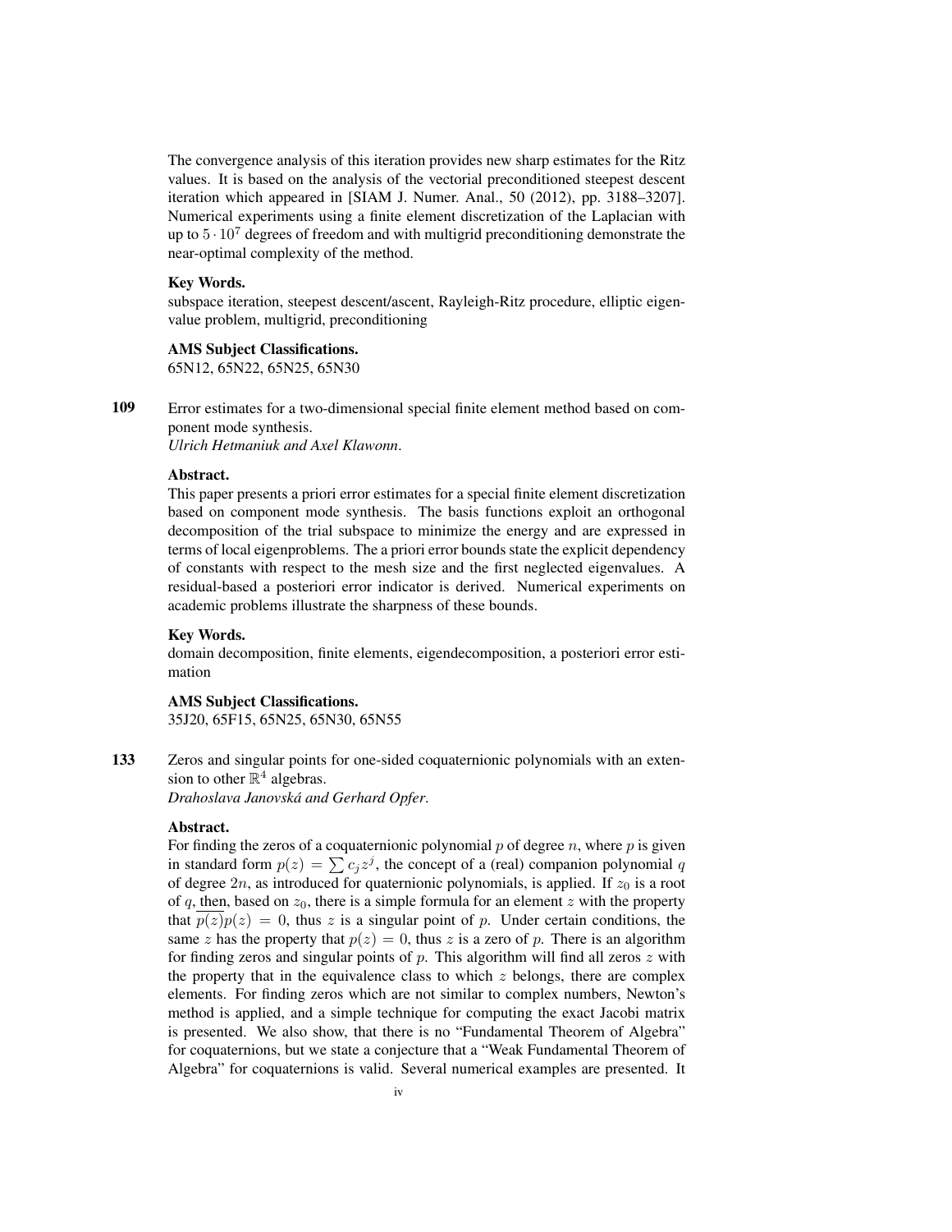The convergence analysis of this iteration provides new sharp estimates for the Ritz values. It is based on the analysis of the vectorial preconditioned steepest descent iteration which appeared in [SIAM J. Numer. Anal., 50 (2012), pp. 3188–3207]. Numerical experiments using a finite element discretization of the Laplacian with up to $5 \cdot 10^7$ degrees of freedom and with multigrid preconditioning demonstrate the near-optimal complexity of the method.

**Key Words.**

subspace iteration, steepest descent/ascent, Rayleigh-Ritz procedure, elliptic eigenvalue problem, multigrid, preconditioning

**AMS Subject Classifications.**

65N12, 65N22, 65N25, 65N30

**109** Error estimates for a two-dimensional special finite element method based on component mode synthesis.
*Ulrich Hetmaniuk and Axel Klawonn*.

**Abstract.**

This paper presents a priori error estimates for a special finite element discretization based on component mode synthesis. The basis functions exploit an orthogonal decomposition of the trial subspace to minimize the energy and are expressed in terms of local eigenproblems. The a priori error bounds state the explicit dependency of constants with respect to the mesh size and the first neglected eigenvalues. A residual-based a posteriori error indicator is derived. Numerical experiments on academic problems illustrate the sharpness of these bounds.

**Key Words.**

domain decomposition, finite elements, eigendecomposition, a posteriori error estimation

**AMS Subject Classifications.**

35J20, 65F15, 65N25, 65N30, 65N55

**133** Zeros and singular points for one-sided coquaternionic polynomials with an extension to other $\mathbb{R}^4$ algebras.
*Drahoslava Janovská and Gerhard Opfer*.

**Abstract.**

For finding the zeros of a coquaternionic polynomial $p$ of degree $n$, where $p$ is given in standard form $p(z) = \sum c_j z^j$, the concept of a (real) companion polynomial $q$ of degree $2n$, as introduced for quaternionic polynomials, is applied. If $z_0$ is a root of $q$, then, based on $z_0$, there is a simple formula for an element $z$ with the property that $\overline{p(z)}p(z) = 0$, thus $z$ is a singular point of $p$. Under certain conditions, the same $z$ has the property that $p(z) = 0$, thus $z$ is a zero of $p$. There is an algorithm for finding zeros and singular points of $p$. This algorithm will find all zeros $z$ with the property that in the equivalence class to which $z$ belongs, there are complex elements. For finding zeros which are not similar to complex numbers, Newton's method is applied, and a simple technique for computing the exact Jacobi matrix is presented. We also show, that there is no "Fundamental Theorem of Algebra" for coquaternions, but we state a conjecture that a "Weak Fundamental Theorem of Algebra" for coquaternions is valid. Several numerical examples are presented. It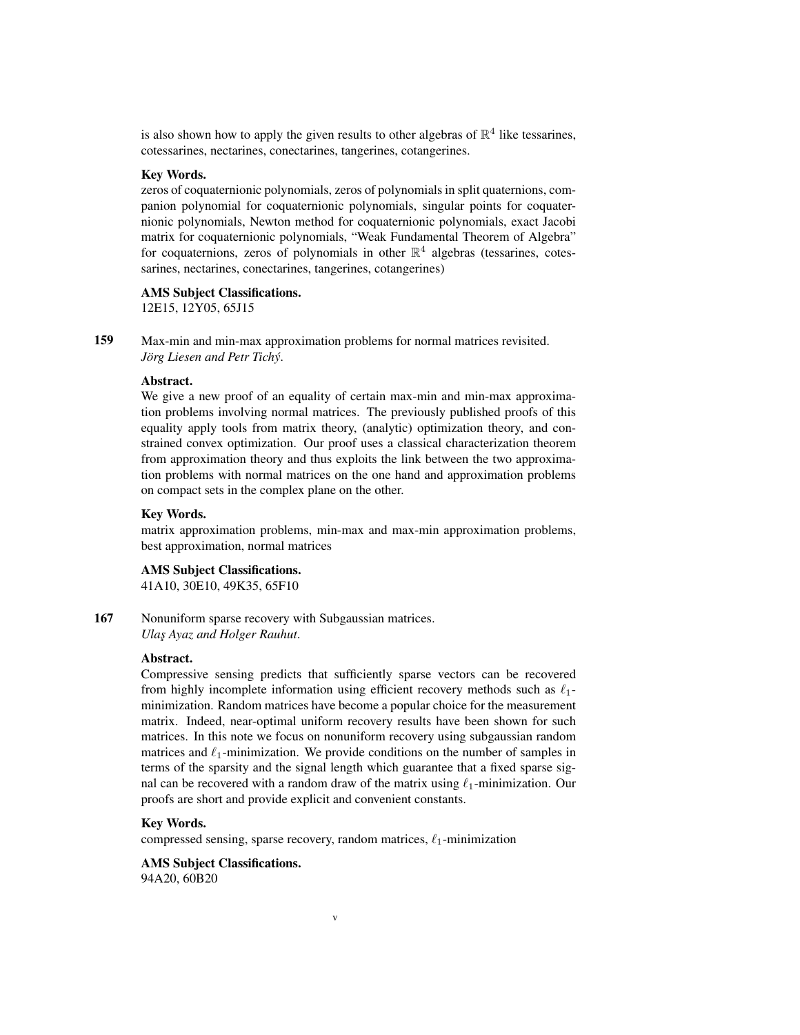is also shown how to apply the given results to other algebras of $\mathbb{R}^4$ like tessarines, cotessarines, nectarines, conectarines, tangerines, cotangerines.

**Key Words.**
zeros of coquaternionic polynomials, zeros of polynomials in split quaternions, companion polynomial for coquaternionic polynomials, singular points for coquaternionic polynomials, Newton method for coquaternionic polynomials, exact Jacobi matrix for coquaternionic polynomials, "Weak Fundamental Theorem of Algebra" for coquaternions, zeros of polynomials in other $\mathbb{R}^4$ algebras (tessarines, cotessarines, nectarines, conectarines, tangerines, cotangerines)

**AMS Subject Classifications.**
12E15, 12Y05, 65J15

**159** Max-min and min-max approximation problems for normal matrices revisited.
*Jörg Liesen and Petr Tichý*.

**Abstract.**
We give a new proof of an equality of certain max-min and min-max approximation problems involving normal matrices. The previously published proofs of this equality apply tools from matrix theory, (analytic) optimization theory, and constrained convex optimization. Our proof uses a classical characterization theorem from approximation theory and thus exploits the link between the two approximation problems with normal matrices on the one hand and approximation problems on compact sets in the complex plane on the other.

**Key Words.**
matrix approximation problems, min-max and max-min approximation problems, best approximation, normal matrices

**AMS Subject Classifications.**
41A10, 30E10, 49K35, 65F10

**167** Nonuniform sparse recovery with Subgaussian matrices.
*Ulaş Ayaz and Holger Rauhut*.

**Abstract.**
Compressive sensing predicts that sufficiently sparse vectors can be recovered from highly incomplete information using efficient recovery methods such as $\ell_1$-minimization. Random matrices have become a popular choice for the measurement matrix. Indeed, near-optimal uniform recovery results have been shown for such matrices. In this note we focus on nonuniform recovery using subgaussian random matrices and $\ell_1$-minimization. We provide conditions on the number of samples in terms of the sparsity and the signal length which guarantee that a fixed sparse signal can be recovered with a random draw of the matrix using $\ell_1$-minimization. Our proofs are short and provide explicit and convenient constants.

**Key Words.**
compressed sensing, sparse recovery, random matrices, $\ell_1$-minimization

**AMS Subject Classifications.**
94A20, 60B20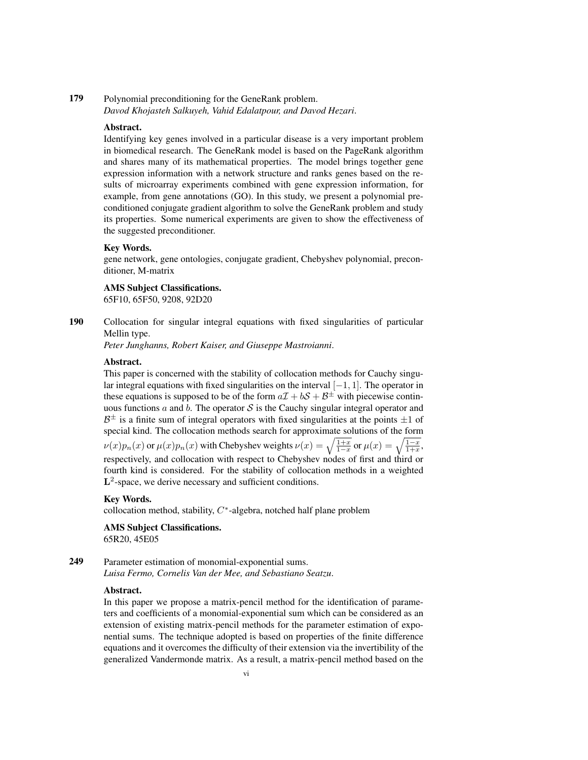**179** Polynomial preconditioning for the GeneRank problem.
*Davod Khojasteh Salkuyeh, Vahid Edalatpour, and Davod Hezari*.

**Abstract.**
Identifying key genes involved in a particular disease is a very important problem in biomedical research. The GeneRank model is based on the PageRank algorithm and shares many of its mathematical properties. The model brings together gene expression information with a network structure and ranks genes based on the results of microarray experiments combined with gene expression information, for example, from gene annotations (GO). In this study, we present a polynomial preconditioned conjugate gradient algorithm to solve the GeneRank problem and study its properties. Some numerical experiments are given to show the effectiveness of the suggested preconditioner.

**Key Words.**
gene network, gene ontologies, conjugate gradient, Chebyshev polynomial, preconditioner, M-matrix

**AMS Subject Classifications.**
65F10, 65F50, 9208, 92D20

**190** Collocation for singular integral equations with fixed singularities of particular Mellin type.
*Peter Junghanns, Robert Kaiser, and Giuseppe Mastroianni*.

**Abstract.**
This paper is concerned with the stability of collocation methods for Cauchy singular integral equations with fixed singularities on the interval $[-1, 1]$. The operator in these equations is supposed to be of the form $a\mathcal{I} + b\mathcal{S} + \mathcal{B}^{\pm}$ with piecewise continuous functions $a$ and $b$. The operator $\mathcal{S}$ is the Cauchy singular integral operator and $\mathcal{B}^{\pm}$ is a finite sum of integral operators with fixed singularities at the points $\pm 1$ of special kind. The collocation methods search for approximate solutions of the form $\nu(x)p_n(x)$ or $\mu(x)p_n(x)$ with Chebyshev weights $\nu(x) = \sqrt{\frac{1+x}{1-x}}$ or $\mu(x) = \sqrt{\frac{1-x}{1+x}}$, respectively, and collocation with respect to Chebyshev nodes of first and third or fourth kind is considered. For the stability of collocation methods in a weighted $\mathbf{L}^2$-space, we derive necessary and sufficient conditions.

**Key Words.**
collocation method, stability, $C^*$-algebra, notched half plane problem

**AMS Subject Classifications.**
65R20, 45E05

**249** Parameter estimation of monomial-exponential sums.
*Luisa Fermo, Cornelis Van der Mee, and Sebastiano Seatzu*.

**Abstract.**
In this paper we propose a matrix-pencil method for the identification of parameters and coefficients of a monomial-exponential sum which can be considered as an extension of existing matrix-pencil methods for the parameter estimation of exponential sums. The technique adopted is based on properties of the finite difference equations and it overcomes the difficulty of their extension via the invertibility of the generalized Vandermonde matrix. As a result, a matrix-pencil method based on the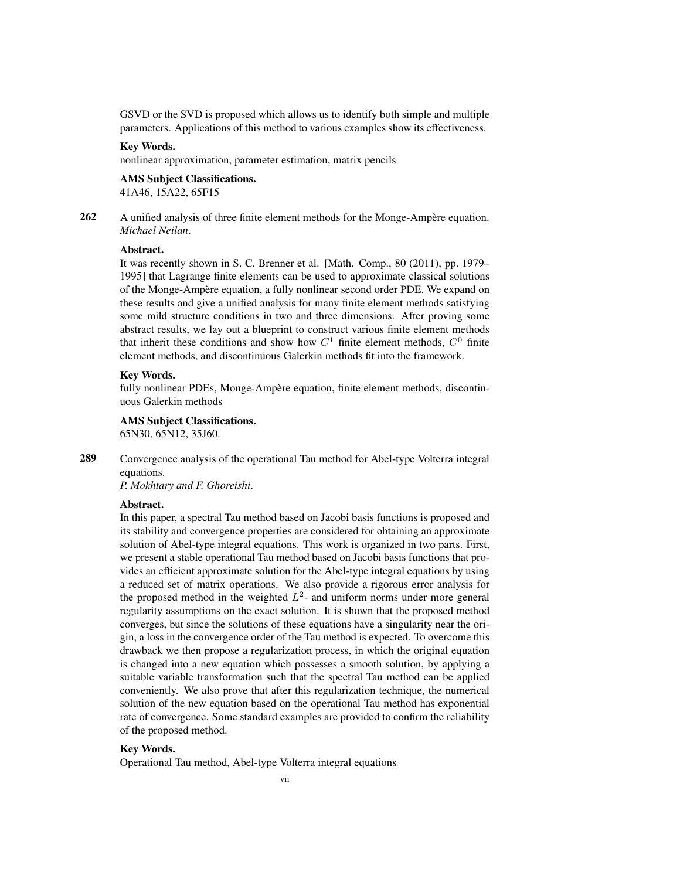GSVD or the SVD is proposed which allows us to identify both simple and multiple parameters. Applications of this method to various examples show its effectiveness.

**Key Words.**
nonlinear approximation, parameter estimation, matrix pencils

**AMS Subject Classifications.**
41A46, 15A22, 65F15

**262** A unified analysis of three finite element methods for the Monge-Ampère equation.
*Michael Neilan*.

**Abstract.**
It was recently shown in S. C. Brenner et al. [Math. Comp., 80 (2011), pp. 1979–1995] that Lagrange finite elements can be used to approximate classical solutions of the Monge-Ampère equation, a fully nonlinear second order PDE. We expand on these results and give a unified analysis for many finite element methods satisfying some mild structure conditions in two and three dimensions. After proving some abstract results, we lay out a blueprint to construct various finite element methods that inherit these conditions and show how $C^1$ finite element methods, $C^0$ finite element methods, and discontinuous Galerkin methods fit into the framework.

**Key Words.**
fully nonlinear PDEs, Monge-Ampère equation, finite element methods, discontinuous Galerkin methods

**AMS Subject Classifications.**
65N30, 65N12, 35J60.

**289** Convergence analysis of the operational Tau method for Abel-type Volterra integral equations.
*P. Mokhtary and F. Ghoreishi*.

**Abstract.**
In this paper, a spectral Tau method based on Jacobi basis functions is proposed and its stability and convergence properties are considered for obtaining an approximate solution of Abel-type integral equations. This work is organized in two parts. First, we present a stable operational Tau method based on Jacobi basis functions that provides an efficient approximate solution for the Abel-type integral equations by using a reduced set of matrix operations. We also provide a rigorous error analysis for the proposed method in the weighted $L^2$- and uniform norms under more general regularity assumptions on the exact solution. It is shown that the proposed method converges, but since the solutions of these equations have a singularity near the origin, a loss in the convergence order of the Tau method is expected. To overcome this drawback we then propose a regularization process, in which the original equation is changed into a new equation which possesses a smooth solution, by applying a suitable variable transformation such that the spectral Tau method can be applied conveniently. We also prove that after this regularization technique, the numerical solution of the new equation based on the operational Tau method has exponential rate of convergence. Some standard examples are provided to confirm the reliability of the proposed method.

**Key Words.**
Operational Tau method, Abel-type Volterra integral equations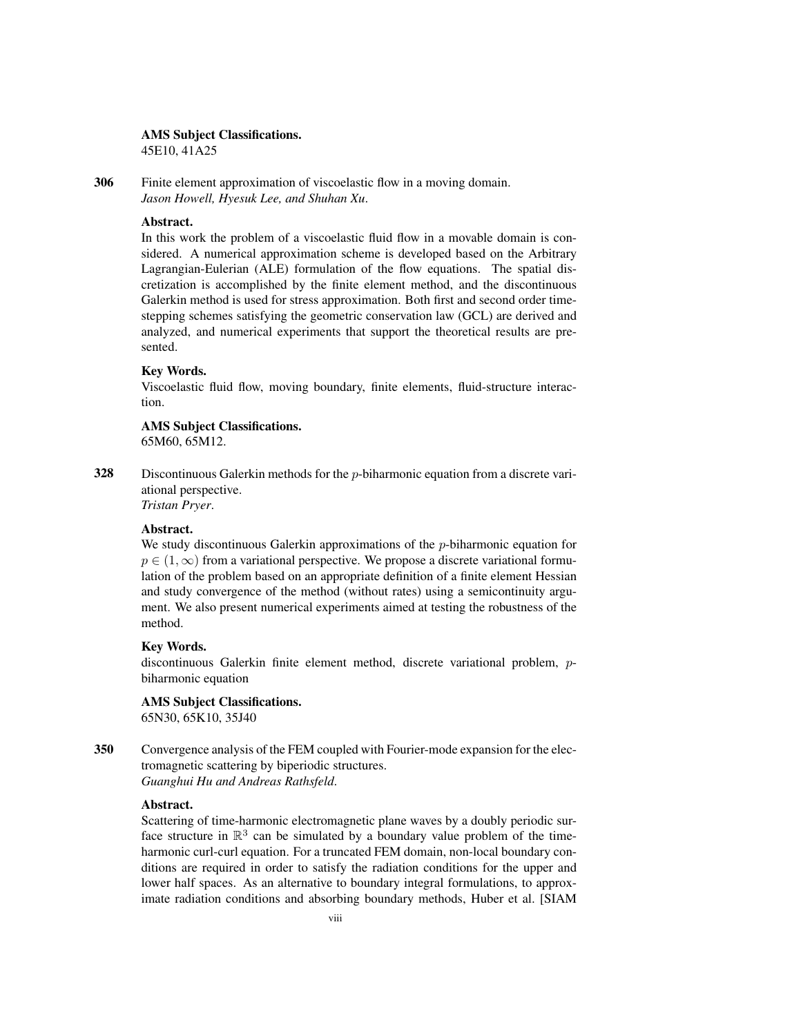**AMS Subject Classifications.**
45E10, 41A25

**306** Finite element approximation of viscoelastic flow in a moving domain.
*Jason Howell, Hyesuk Lee, and Shuhan Xu.*

**Abstract.**
In this work the problem of a viscoelastic fluid flow in a movable domain is considered. A numerical approximation scheme is developed based on the Arbitrary Lagrangian-Eulerian (ALE) formulation of the flow equations. The spatial discretization is accomplished by the finite element method, and the discontinuous Galerkin method is used for stress approximation. Both first and second order timestepping schemes satisfying the geometric conservation law (GCL) are derived and analyzed, and numerical experiments that support the theoretical results are presented.

**Key Words.**
Viscoelastic fluid flow, moving boundary, finite elements, fluid-structure interaction.

**AMS Subject Classifications.**
65M60, 65M12.

**328** Discontinuous Galerkin methods for the $p$-biharmonic equation from a discrete variational perspective.
*Tristan Pryer.*

**Abstract.**
We study discontinuous Galerkin approximations of the $p$-biharmonic equation for $p \in (1, \infty)$ from a variational perspective. We propose a discrete variational formulation of the problem based on an appropriate definition of a finite element Hessian and study convergence of the method (without rates) using a semicontinuity argument. We also present numerical experiments aimed at testing the robustness of the method.

**Key Words.**
discontinuous Galerkin finite element method, discrete variational problem, $p$-biharmonic equation

**AMS Subject Classifications.**
65N30, 65K10, 35J40

**350** Convergence analysis of the FEM coupled with Fourier-mode expansion for the electromagnetic scattering by biperiodic structures.
*Guanghui Hu and Andreas Rathsfeld.*

**Abstract.**
Scattering of time-harmonic electromagnetic plane waves by a doubly periodic surface structure in $\mathbb{R}^3$ can be simulated by a boundary value problem of the time-harmonic curl-curl equation. For a truncated FEM domain, non-local boundary conditions are required in order to satisfy the radiation conditions for the upper and lower half spaces. As an alternative to boundary integral formulations, to approximate radiation conditions and absorbing boundary methods, Huber et al. [SIAM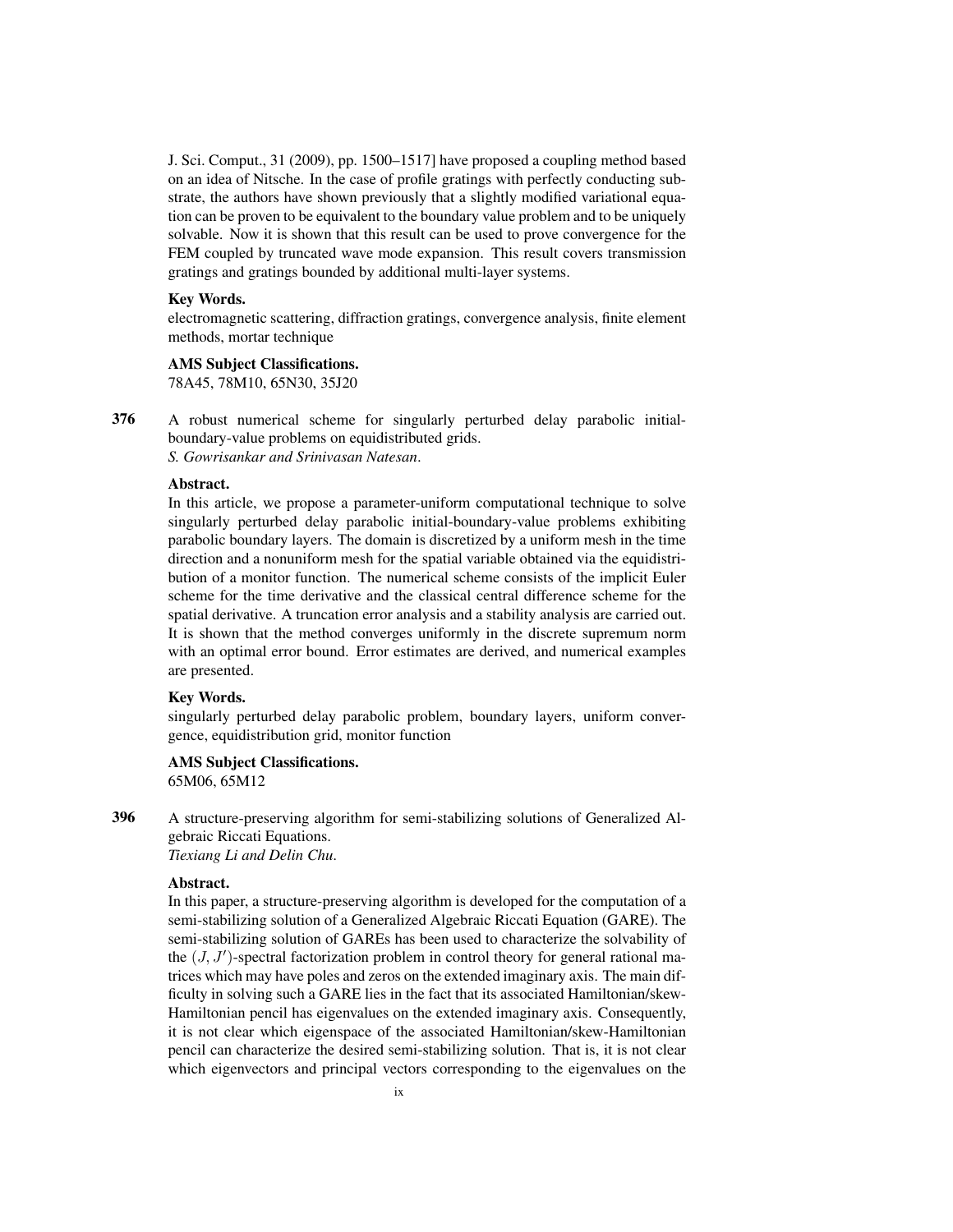J. Sci. Comput., 31 (2009), pp. 1500–1517] have proposed a coupling method based on an idea of Nitsche. In the case of profile gratings with perfectly conducting substrate, the authors have shown previously that a slightly modified variational equation can be proven to be equivalent to the boundary value problem and to be uniquely solvable. Now it is shown that this result can be used to prove convergence for the FEM coupled by truncated wave mode expansion. This result covers transmission gratings and gratings bounded by additional multi-layer systems.

**Key Words.**
electromagnetic scattering, diffraction gratings, convergence analysis, finite element methods, mortar technique

**AMS Subject Classifications.**
78A45, 78M10, 65N30, 35J20

**376** A robust numerical scheme for singularly perturbed delay parabolic initial-boundary-value problems on equidistributed grids.
*S. Gowrisankar and Srinivasan Natesan.*

**Abstract.**
In this article, we propose a parameter-uniform computational technique to solve singularly perturbed delay parabolic initial-boundary-value problems exhibiting parabolic boundary layers. The domain is discretized by a uniform mesh in the time direction and a nonuniform mesh for the spatial variable obtained via the equidistribution of a monitor function. The numerical scheme consists of the implicit Euler scheme for the time derivative and the classical central difference scheme for the spatial derivative. A truncation error analysis and a stability analysis are carried out. It is shown that the method converges uniformly in the discrete supremum norm with an optimal error bound. Error estimates are derived, and numerical examples are presented.

**Key Words.**
singularly perturbed delay parabolic problem, boundary layers, uniform convergence, equidistribution grid, monitor function

**AMS Subject Classifications.**
65M06, 65M12

**396** A structure-preserving algorithm for semi-stabilizing solutions of Generalized Algebraic Riccati Equations.
*Tiexiang Li and Delin Chu.*

**Abstract.**
In this paper, a structure-preserving algorithm is developed for the computation of a semi-stabilizing solution of a Generalized Algebraic Riccati Equation (GARE). The semi-stabilizing solution of GAREs has been used to characterize the solvability of the $(J, J')$-spectral factorization problem in control theory for general rational matrices which may have poles and zeros on the extended imaginary axis. The main difficulty in solving such a GARE lies in the fact that its associated Hamiltonian/skew-Hamiltonian pencil has eigenvalues on the extended imaginary axis. Consequently, it is not clear which eigenspace of the associated Hamiltonian/skew-Hamiltonian pencil can characterize the desired semi-stabilizing solution. That is, it is not clear which eigenvectors and principal vectors corresponding to the eigenvalues on the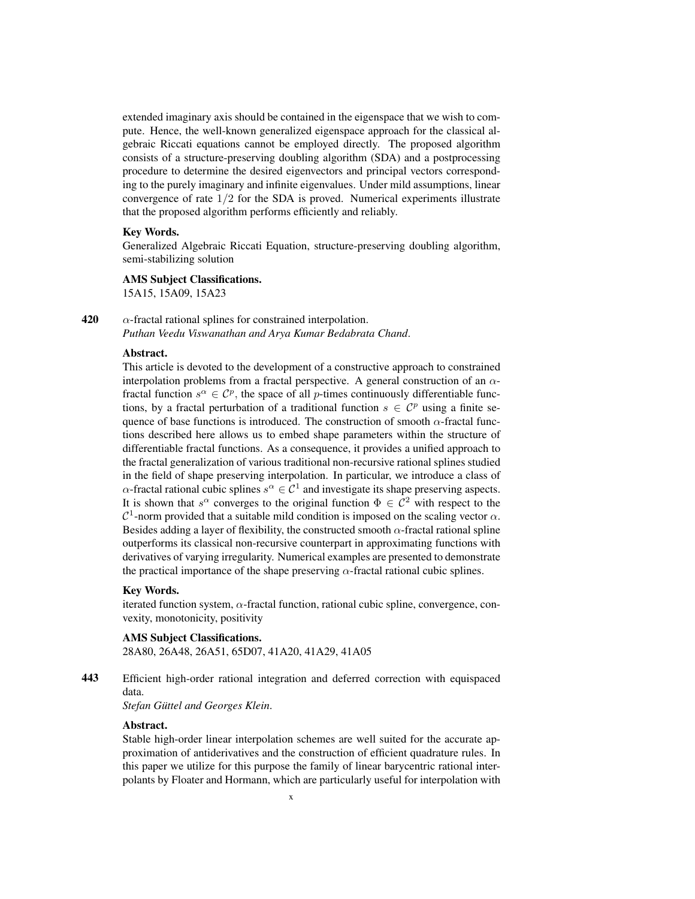extended imaginary axis should be contained in the eigenspace that we wish to compute. Hence, the well-known generalized eigenspace approach for the classical algebraic Riccati equations cannot be employed directly. The proposed algorithm consists of a structure-preserving doubling algorithm (SDA) and a postprocessing procedure to determine the desired eigenvectors and principal vectors corresponding to the purely imaginary and infinite eigenvalues. Under mild assumptions, linear convergence of rate $1/2$ for the SDA is proved. Numerical experiments illustrate that the proposed algorithm performs efficiently and reliably.

**Key Words.**
Generalized Algebraic Riccati Equation, structure-preserving doubling algorithm, semi-stabilizing solution

**AMS Subject Classifications.**
15A15, 15A09, 15A23

**420** $\alpha$-fractal rational splines for constrained interpolation.
*Puthan Veedu Viswanathan and Arya Kumar Bedabrata Chand.*

**Abstract.**
This article is devoted to the development of a constructive approach to constrained interpolation problems from a fractal perspective. A general construction of an $\alpha$-fractal function $s^\alpha \in \mathcal{C}^p$, the space of all $p$-times continuously differentiable functions, by a fractal perturbation of a traditional function $s \in \mathcal{C}^p$ using a finite sequence of base functions is introduced. The construction of smooth $\alpha$-fractal functions described here allows us to embed shape parameters within the structure of differentiable fractal functions. As a consequence, it provides a unified approach to the fractal generalization of various traditional non-recursive rational splines studied in the field of shape preserving interpolation. In particular, we introduce a class of $\alpha$-fractal rational cubic splines $s^\alpha \in \mathcal{C}^1$ and investigate its shape preserving aspects. It is shown that $s^\alpha$ converges to the original function $\Phi \in \mathcal{C}^2$ with respect to the $\mathcal{C}^1$-norm provided that a suitable mild condition is imposed on the scaling vector $\alpha$. Besides adding a layer of flexibility, the constructed smooth $\alpha$-fractal rational spline outperforms its classical non-recursive counterpart in approximating functions with derivatives of varying irregularity. Numerical examples are presented to demonstrate the practical importance of the shape preserving $\alpha$-fractal rational cubic splines.

**Key Words.**
iterated function system, $\alpha$-fractal function, rational cubic spline, convergence, convexity, monotonicity, positivity

**AMS Subject Classifications.**
28A80, 26A48, 26A51, 65D07, 41A20, 41A29, 41A05

**443** Efficient high-order rational integration and deferred correction with equispaced data.
*Stefan Güttel and Georges Klein.*

**Abstract.**
Stable high-order linear interpolation schemes are well suited for the accurate approximation of antiderivatives and the construction of efficient quadrature rules. In this paper we utilize for this purpose the family of linear barycentric rational interpolants by Floater and Hormann, which are particularly useful for interpolation with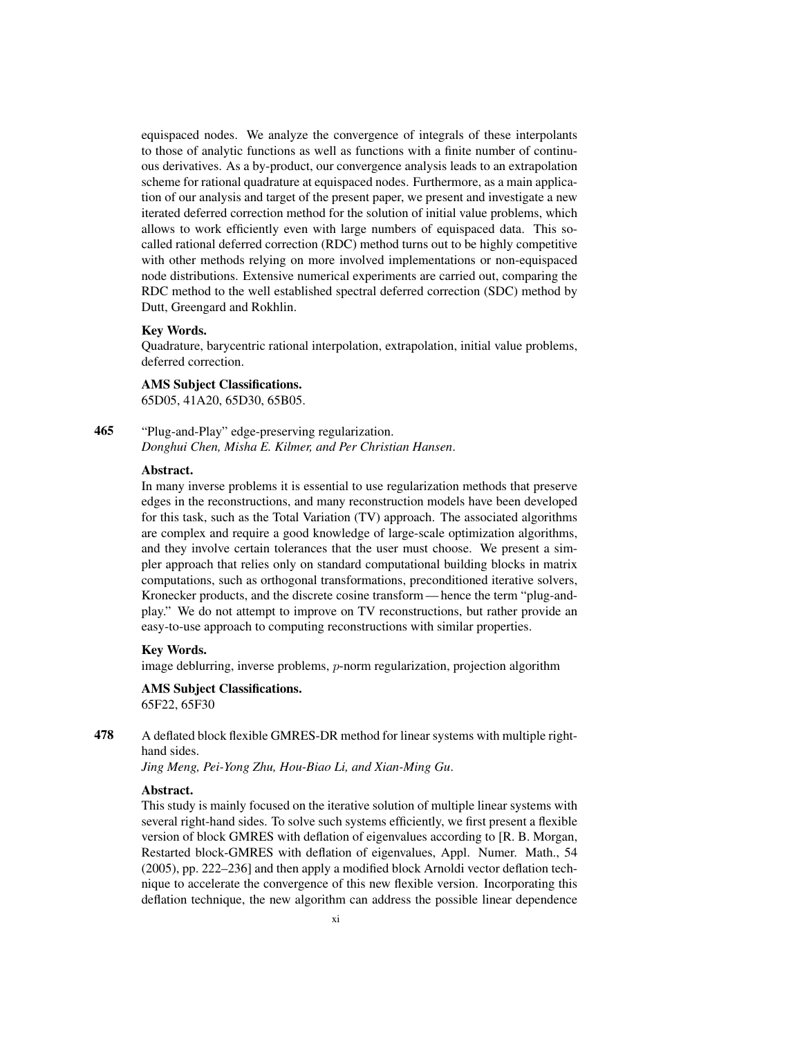equispaced nodes. We analyze the convergence of integrals of these interpolants to those of analytic functions as well as functions with a finite number of continuous derivatives. As a by-product, our convergence analysis leads to an extrapolation scheme for rational quadrature at equispaced nodes. Furthermore, as a main application of our analysis and target of the present paper, we present and investigate a new iterated deferred correction method for the solution of initial value problems, which allows to work efficiently even with large numbers of equispaced data. This so-called rational deferred correction (RDC) method turns out to be highly competitive with other methods relying on more involved implementations or non-equispaced node distributions. Extensive numerical experiments are carried out, comparing the RDC method to the well established spectral deferred correction (SDC) method by Dutt, Greengard and Rokhlin.

**Key Words.**
Quadrature, barycentric rational interpolation, extrapolation, initial value problems, deferred correction.

**AMS Subject Classifications.**
65D05, 41A20, 65D30, 65B05.

**465** "Plug-and-Play" edge-preserving regularization.
*Donghui Chen, Misha E. Kilmer, and Per Christian Hansen*.

**Abstract.**
In many inverse problems it is essential to use regularization methods that preserve edges in the reconstructions, and many reconstruction models have been developed for this task, such as the Total Variation (TV) approach. The associated algorithms are complex and require a good knowledge of large-scale optimization algorithms, and they involve certain tolerances that the user must choose. We present a simpler approach that relies only on standard computational building blocks in matrix computations, such as orthogonal transformations, preconditioned iterative solvers, Kronecker products, and the discrete cosine transform — hence the term "plug-and-play." We do not attempt to improve on TV reconstructions, but rather provide an easy-to-use approach to computing reconstructions with similar properties.

**Key Words.**
image deblurring, inverse problems, $p$-norm regularization, projection algorithm

**AMS Subject Classifications.**
65F22, 65F30

**478** A deflated block flexible GMRES-DR method for linear systems with multiple right-hand sides.
*Jing Meng, Pei-Yong Zhu, Hou-Biao Li, and Xian-Ming Gu*.

**Abstract.**
This study is mainly focused on the iterative solution of multiple linear systems with several right-hand sides. To solve such systems efficiently, we first present a flexible version of block GMRES with deflation of eigenvalues according to [R. B. Morgan, Restarted block-GMRES with deflation of eigenvalues, Appl. Numer. Math., 54 (2005), pp. 222–236] and then apply a modified block Arnoldi vector deflation technique to accelerate the convergence of this new flexible version. Incorporating this deflation technique, the new algorithm can address the possible linear dependence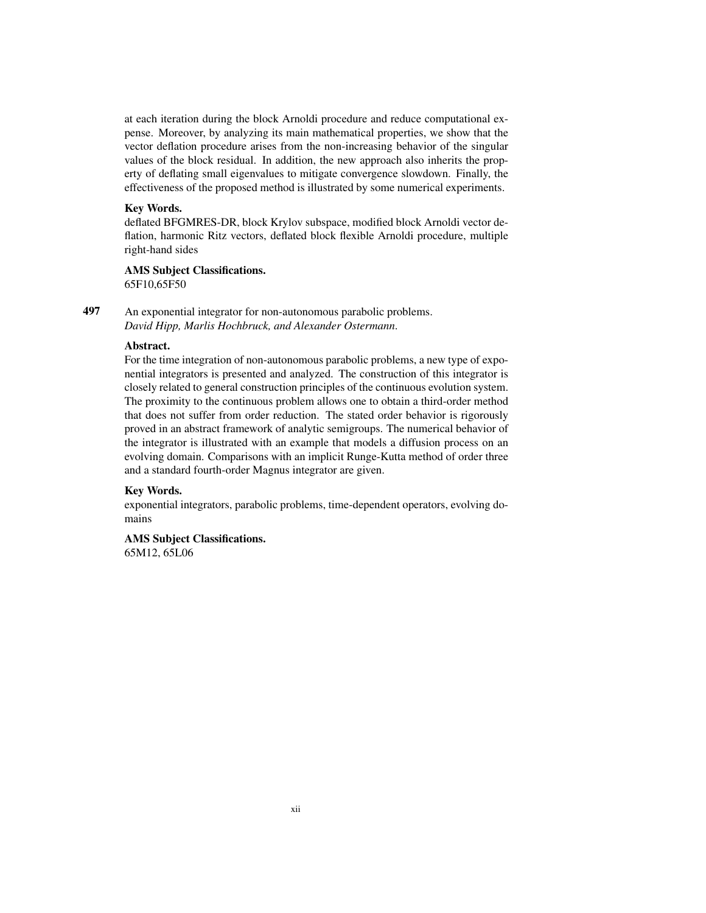at each iteration during the block Arnoldi procedure and reduce computational expense. Moreover, by analyzing its main mathematical properties, we show that the vector deflation procedure arises from the non-increasing behavior of the singular values of the block residual. In addition, the new approach also inherits the property of deflating small eigenvalues to mitigate convergence slowdown. Finally, the effectiveness of the proposed method is illustrated by some numerical experiments.

**Key Words.**
deflated BFGMRES-DR, block Krylov subspace, modified block Arnoldi vector deflation, harmonic Ritz vectors, deflated block flexible Arnoldi procedure, multiple right-hand sides

**AMS Subject Classifications.**
65F10,65F50

**497** An exponential integrator for non-autonomous parabolic problems.
*David Hipp, Marlis Hochbruck, and Alexander Ostermann.*

**Abstract.**
For the time integration of non-autonomous parabolic problems, a new type of exponential integrators is presented and analyzed. The construction of this integrator is closely related to general construction principles of the continuous evolution system. The proximity to the continuous problem allows one to obtain a third-order method that does not suffer from order reduction. The stated order behavior is rigorously proved in an abstract framework of analytic semigroups. The numerical behavior of the integrator is illustrated with an example that models a diffusion process on an evolving domain. Comparisons with an implicit Runge-Kutta method of order three and a standard fourth-order Magnus integrator are given.

**Key Words.**
exponential integrators, parabolic problems, time-dependent operators, evolving domains

**AMS Subject Classifications.**
65M12, 65L06